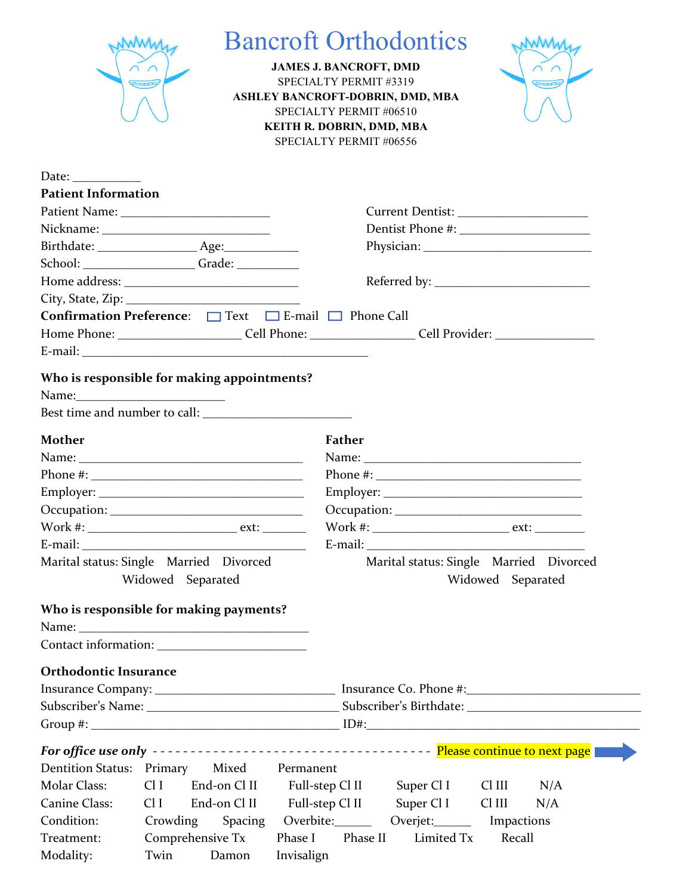# Bancroft Orthodontics

**JAMES J. BANCROFT, DMD**
SPECIALTY PERMIT #3319
**ASHLEY BANCROFT-DOBRIN, DMD, MBA**
SPECIALTY PERMIT #06510
**KEITH R. DOBRIN, DMD, MBA**
SPECIALTY PERMIT #06556

Date: ___________

**Patient Information**

Patient Name: ________________________
Nickname: ___________________________
Birthdate: ________________ Age:____________
School: __________________ Grade: __________
Home address: ____________________________
City, State, Zip: ____________________________

Current Dentist: ______________________
Dentist Phone #: ______________________
Physician: ____________________________
Referred by: __________________________

**Confirmation Preference**: ☐ Text ☐ E-mail ☐ Phone Call

Home Phone: ____________________ Cell Phone: _________________ Cell Provider: ________________
E-mail: _______________________________________________

**Who is responsible for making appointments?**

Name:________________________
Best time and number to call: ________________________

**Mother**

Name: ______________________________________
Phone #: ____________________________________
Employer: ___________________________________
Occupation: _________________________________
Work #: ________________________ ext: _______
E-mail: ______________________________________
Marital status: Single Married Divorced Widowed Separated

**Father**

Name: ____________________________________
Phone #: __________________________________
Employer: _________________________________
Occupation: _______________________________
Work #: ______________________ ext: ________
E-mail: ___________________________________
Marital status: Single Married Divorced Widowed Separated

**Who is responsible for making payments?**

Name: ______________________________________
Contact information: ________________________

**Orthodontic Insurance**

Insurance Company: ______________________________ Insurance Co. Phone #:___________________________
Subscriber's Name: _______________________________ Subscriber's Birthdate: _________________________
Group #: ___________________________________________ ID#:___________________________________________

***For office use only*** - - - - - - - - - - - - - - - - - - - - - - - - - - - - - - - - - - - - - Please continue to next page →

Dentition Status: Primary Mixed Permanent
Molar Class: Cl I End-on Cl II Full-step Cl II Super Cl I Cl III N/A
Canine Class: Cl I End-on Cl II Full-step Cl II Super Cl I Cl III N/A
Condition: Crowding Spacing Overbite:______ Overjet:______ Impactions
Treatment: Comprehensive Tx Phase I Phase II Limited Tx Recall
Modality: Twin Damon Invisalign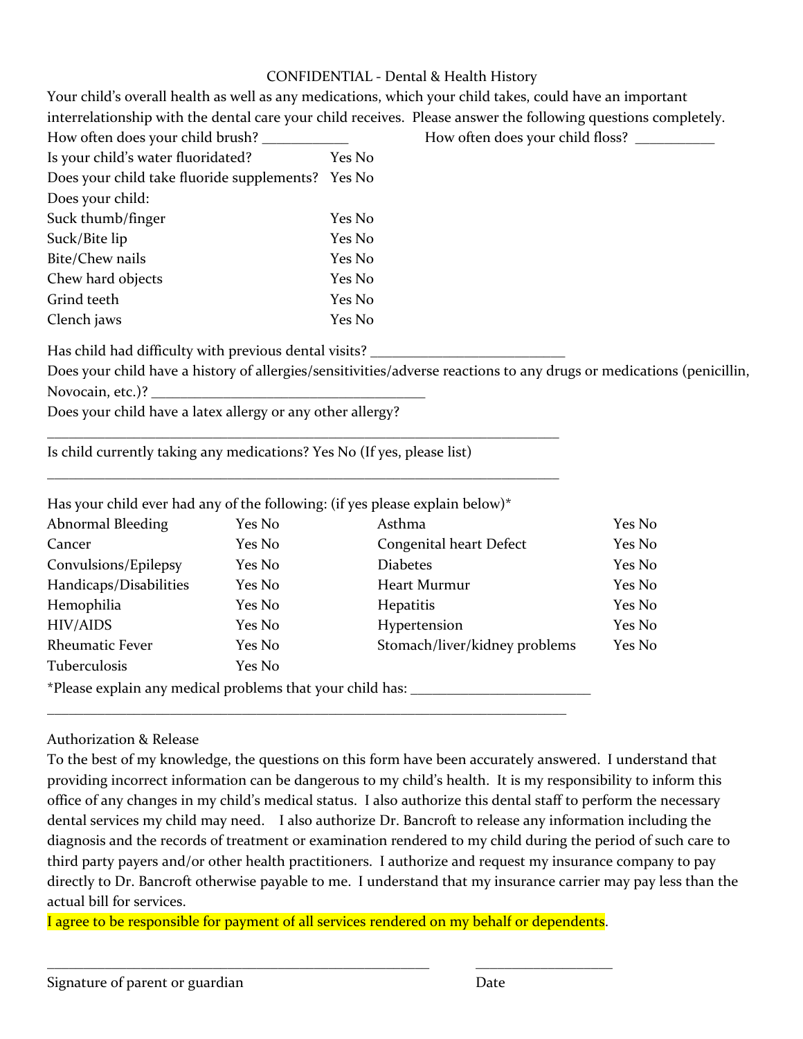CONFIDENTIAL - Dental & Health History

Your child's overall health as well as any medications, which your child takes, could have an important interrelationship with the dental care your child receives. Please answer the following questions completely.

How often does your child brush? ___________ How often does your child floss? __________

Is your child's water fluoridated? Yes No

Does your child take fluoride supplements? Yes No

Does your child:

Suck thumb/finger Yes No

Suck/Bite lip Yes No

Bite/Chew nails Yes No

Chew hard objects Yes No

Grind teeth Yes No

Clench jaws Yes No

Has child had difficulty with previous dental visits? __________________________

Does your child have a history of allergies/sensitivities/adverse reactions to any drugs or medications (penicillin, Novocain, etc.)? ____________________________________

Does your child have a latex allergy or any other allergy?

_____________________________________________________________________

Is child currently taking any medications? Yes No (If yes, please list)

_____________________________________________________________________

Has your child ever had any of the following: (if yes please explain below)*

| | | | |
|---|---|---|---|
| Abnormal Bleeding | Yes No | Asthma | Yes No |
| Cancer | Yes No | Congenital heart Defect | Yes No |
| Convulsions/Epilepsy | Yes No | Diabetes | Yes No |
| Handicaps/Disabilities | Yes No | Heart Murmur | Yes No |
| Hemophilia | Yes No | Hepatitis | Yes No |
| HIV/AIDS | Yes No | Hypertension | Yes No |
| Rheumatic Fever | Yes No | Stomach/liver/kidney problems | Yes No |
| Tuberculosis | Yes No | | |

*Please explain any medical problems that your child has: ________________________

_____________________________________________________________________

Authorization & Release

To the best of my knowledge, the questions on this form have been accurately answered. I understand that providing incorrect information can be dangerous to my child's health. It is my responsibility to inform this office of any changes in my child's medical status. I also authorize this dental staff to perform the necessary dental services my child may need. I also authorize Dr. Bancroft to release any information including the diagnosis and the records of treatment or examination rendered to my child during the period of such care to third party payers and/or other health practitioners. I authorize and request my insurance company to pay directly to Dr. Bancroft otherwise payable to me. I understand that my insurance carrier may pay less than the actual bill for services.

I agree to be responsible for payment of all services rendered on my behalf or dependents.

_____________________________________________ ___________________

Signature of parent or guardian Date